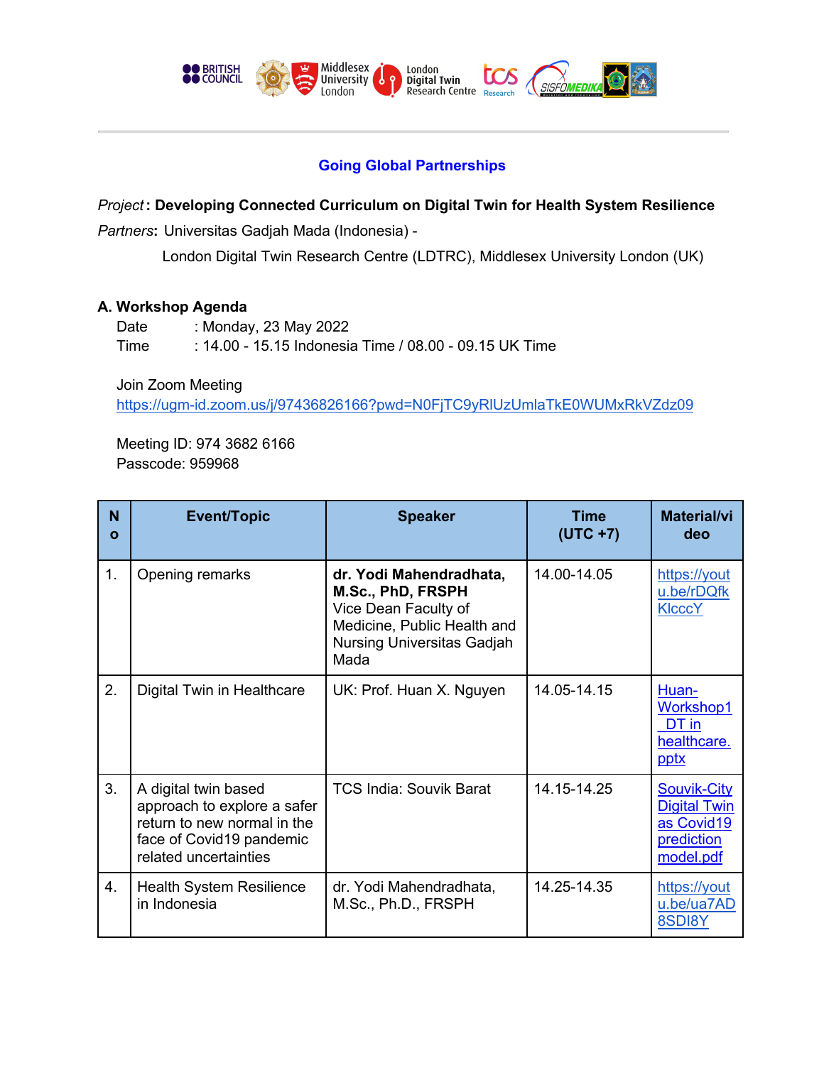## Going Global Partnerships

*Project*: **Developing Connected Curriculum on Digital Twin for Health System Resilience**

*Partners*: Universitas Gadjah Mada (Indonesia) -
London Digital Twin Research Centre (LDTRC), Middlesex University London (UK)

### A. Workshop Agenda

Date : Monday, 23 May 2022
Time : 14.00 - 15.15 Indonesia Time / 08.00 - 09.15 UK Time

Join Zoom Meeting
https://ugm-id.zoom.us/j/97436826166?pwd=N0FjTC9yRlUzUmlaTkE0WUMxRkVZdz09

Meeting ID: 974 3682 6166
Passcode: 959968

| No | Event/Topic | Speaker | Time (UTC +7) | Material/video |
|---|---|---|---|---|
| 1. | Opening remarks | **dr. Yodi Mahendradhata, M.Sc., PhD, FRSPH** Vice Dean Faculty of Medicine, Public Health and Nursing Universitas Gadjah Mada | 14.00-14.05 | https://youtu.be/rDQfkKlcccY |
| 2. | Digital Twin in Healthcare | UK: Prof. Huan X. Nguyen | 14.05-14.15 | Huan-Workshop1_DT in healthcare.pptx |
| 3. | A digital twin based approach to explore a safer return to new normal in the face of Covid19 pandemic related uncertainties | TCS India: Souvik Barat | 14.15-14.25 | Souvik-City Digital Twin as Covid19 prediction model.pdf |
| 4. | Health System Resilience in Indonesia | dr. Yodi Mahendradhata, M.Sc., Ph.D., FRSPH | 14.25-14.35 | https://youtu.be/ua7AD8SDI8Y |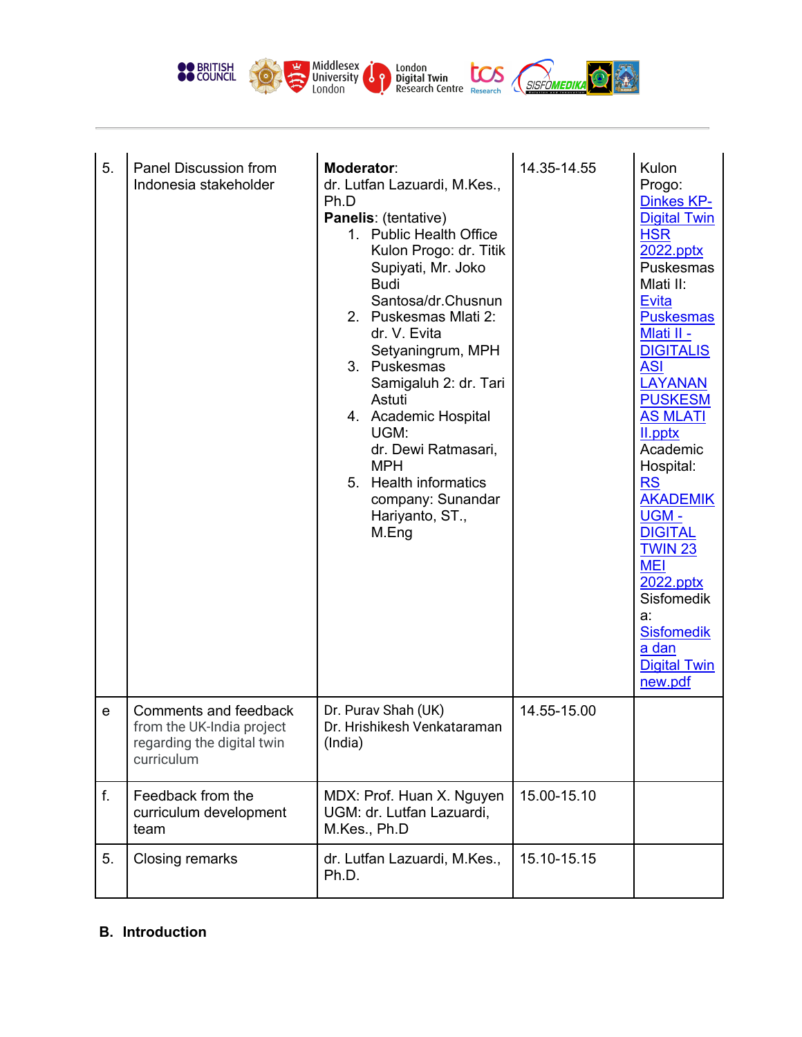| 5. | Panel Discussion from Indonesia stakeholder | **Moderator**: dr. Lutfan Lazuardi, M.Kes., Ph.D **Panelis**: (tentative) 1. Public Health Office Kulon Progo: dr. Titik Supiyati, Mr. Joko Budi Santosa/dr.Chusnun 2. Puskesmas Mlati 2: dr. V. Evita Setyaningrum, MPH 3. Puskesmas Samigaluh 2: dr. Tari Astuti 4. Academic Hospital UGM: dr. Dewi Ratmasari, MPH 5. Health informatics company: Sunandar Hariyanto, ST., M.Eng | 14.35-14.55 | Kulon Progo: Dinkes KP-Digital Twin HSR 2022.pptx Puskesmas Mlati II: Evita Puskesmas Mlati II - DIGITALISASI LAYANAN PUSKESMAS MLATI II.pptx Academic Hospital: RS AKADEMIK UGM - DIGITAL TWIN 23 MEI 2022.pptx Sisfomedika: Sisfomedika dan Digital Twin new.pdf |
|---|---|---|---|---|
| e | Comments and feedback from the UK-India project regarding the digital twin curriculum | Dr. Purav Shah (UK) Dr. Hrishikesh Venkataraman (India) | 14.55-15.00 | |
| f. | Feedback from the curriculum development team | MDX: Prof. Huan X. Nguyen UGM: dr. Lutfan Lazuardi, M.Kes., Ph.D | 15.00-15.10 | |
| 5. | Closing remarks | dr. Lutfan Lazuardi, M.Kes., Ph.D. | 15.10-15.15 | |

## B. Introduction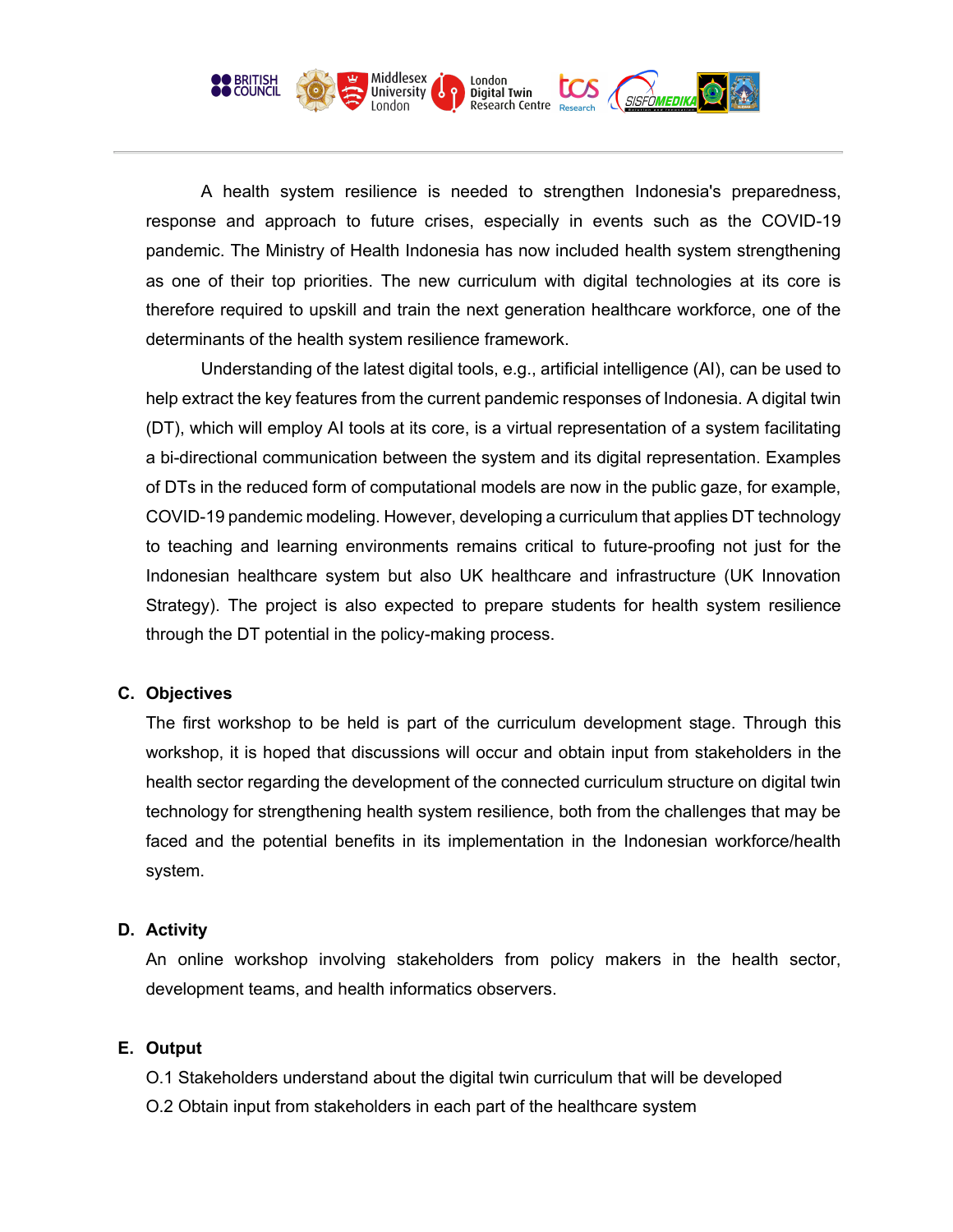A health system resilience is needed to strengthen Indonesia's preparedness, response and approach to future crises, especially in events such as the COVID-19 pandemic. The Ministry of Health Indonesia has now included health system strengthening as one of their top priorities. The new curriculum with digital technologies at its core is therefore required to upskill and train the next generation healthcare workforce, one of the determinants of the health system resilience framework.

Understanding of the latest digital tools, e.g., artificial intelligence (AI), can be used to help extract the key features from the current pandemic responses of Indonesia. A digital twin (DT), which will employ AI tools at its core, is a virtual representation of a system facilitating a bi-directional communication between the system and its digital representation. Examples of DTs in the reduced form of computational models are now in the public gaze, for example, COVID-19 pandemic modeling. However, developing a curriculum that applies DT technology to teaching and learning environments remains critical to future-proofing not just for the Indonesian healthcare system but also UK healthcare and infrastructure (UK Innovation Strategy). The project is also expected to prepare students for health system resilience through the DT potential in the policy-making process.

## C. Objectives

The first workshop to be held is part of the curriculum development stage. Through this workshop, it is hoped that discussions will occur and obtain input from stakeholders in the health sector regarding the development of the connected curriculum structure on digital twin technology for strengthening health system resilience, both from the challenges that may be faced and the potential benefits in its implementation in the Indonesian workforce/health system.

## D. Activity

An online workshop involving stakeholders from policy makers in the health sector, development teams, and health informatics observers.

## E. Output

O.1 Stakeholders understand about the digital twin curriculum that will be developed

O.2 Obtain input from stakeholders in each part of the healthcare system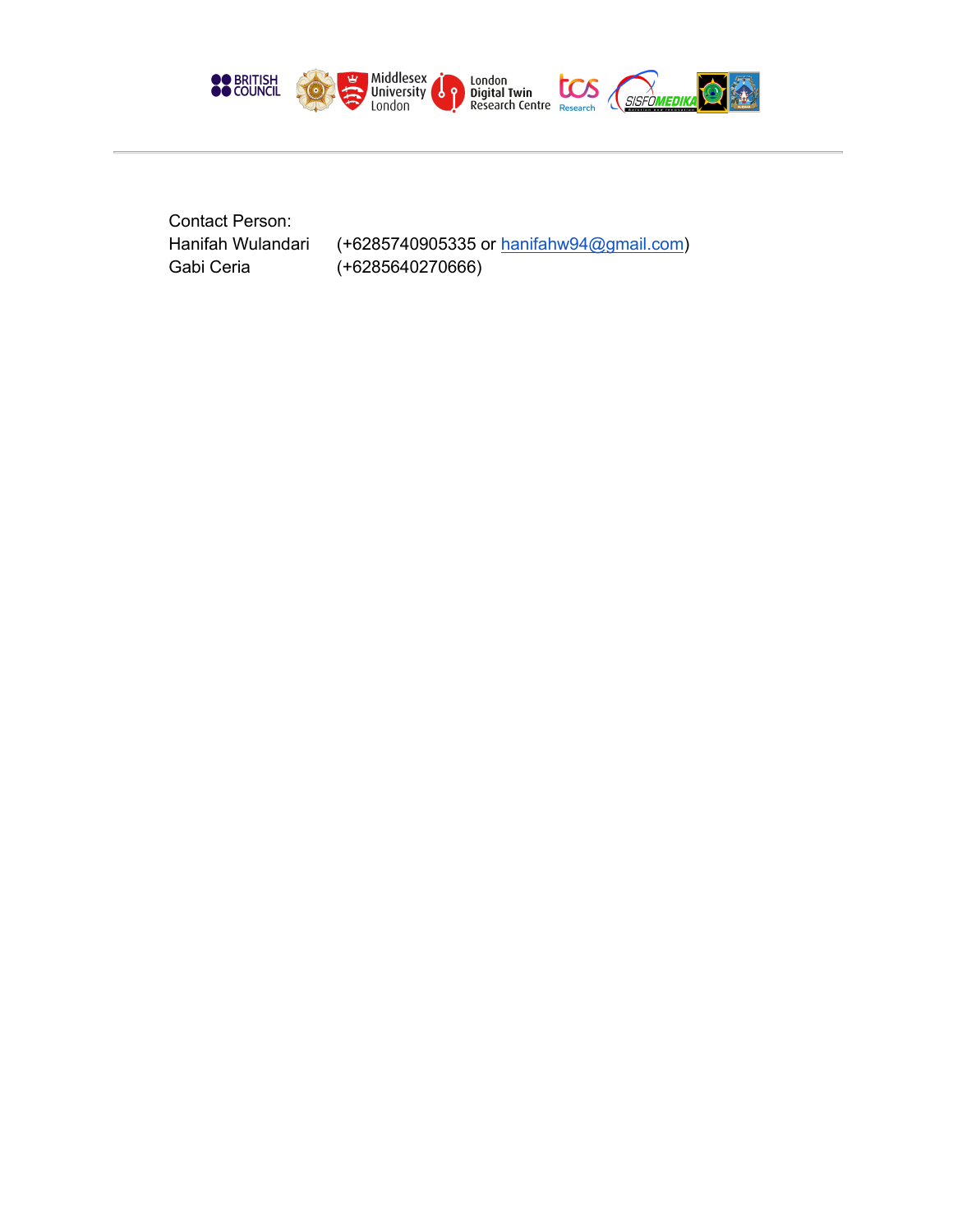Contact Person:

Hanifah Wulandari (+6285740905335 or hanifahw94@gmail.com)

Gabi Ceria (+6285640270666)